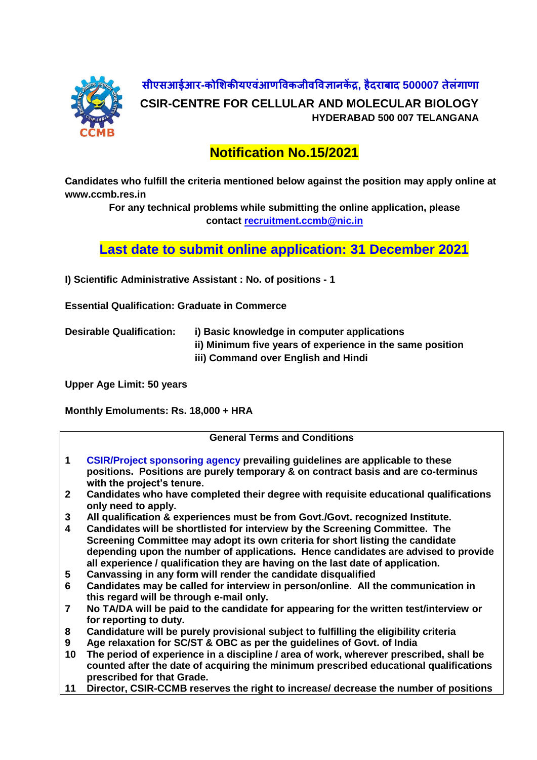# सीएसआईआर-कोशिकीयएवंआणविकजीवविज्ञानकेंद्र, हैदराबाद 500007 तेलंगाणा

## CSIR-CENTRE FOR CELLULAR AND MOLECULAR BIOLOGY

**HYDERABAD 500 007 TELANGANA**

## Notification No.15/2021

**Candidates who fulfill the criteria mentioned below against the position may apply online at www.ccmb.res.in**

**For any technical problems while submitting the online application, please contact recruitment.ccmb@nic.in**

## Last date to submit online application: 31 December 2021

**I) Scientific Administrative Assistant : No. of positions - 1**

**Essential Qualification: Graduate in Commerce**

**Desirable Qualification:**
- **i) Basic knowledge in computer applications**
- **ii) Minimum five years of experience in the same position**
- **iii) Command over English and Hindi**

**Upper Age Limit: 50 years**

**Monthly Emoluments: Rs. 18,000 + HRA**

### General Terms and Conditions

1. **CSIR/Project sponsoring agency prevailing guidelines are applicable to these positions. Positions are purely temporary & on contract basis and are co-terminus with the project's tenure.**
2. **Candidates who have completed their degree with requisite educational qualifications only need to apply.**
3. **All qualification & experiences must be from Govt./Govt. recognized Institute.**
4. **Candidates will be shortlisted for interview by the Screening Committee. The Screening Committee may adopt its own criteria for short listing the candidate depending upon the number of applications. Hence candidates are advised to provide all experience / qualification they are having on the last date of application.**
5. **Canvassing in any form will render the candidate disqualified**
6. **Candidates may be called for interview in person/online. All the communication in this regard will be through e-mail only.**
7. **No TA/DA will be paid to the candidate for appearing for the written test/interview or for reporting to duty.**
8. **Candidature will be purely provisional subject to fulfilling the eligibility criteria**
9. **Age relaxation for SC/ST & OBC as per the guidelines of Govt. of India**
10. **The period of experience in a discipline / area of work, wherever prescribed, shall be counted after the date of acquiring the minimum prescribed educational qualifications prescribed for that Grade.**
11. **Director, CSIR-CCMB reserves the right to increase/ decrease the number of positions**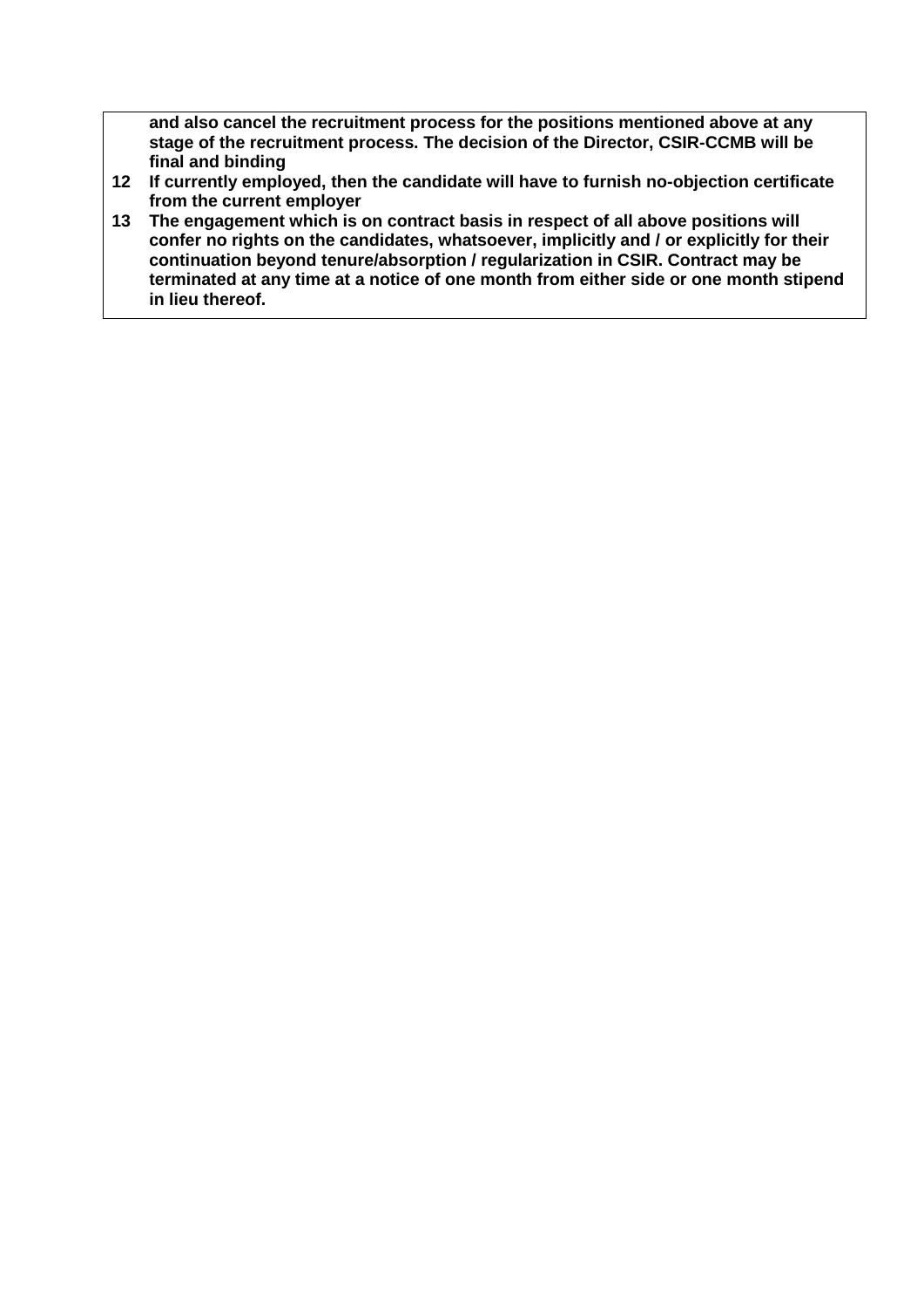**and also cancel the recruitment process for the positions mentioned above at any stage of the recruitment process. The decision of the Director, CSIR-CCMB will be final and binding**

**12 If currently employed, then the candidate will have to furnish no-objection certificate from the current employer**

**13 The engagement which is on contract basis in respect of all above positions will confer no rights on the candidates, whatsoever, implicitly and / or explicitly for their continuation beyond tenure/absorption / regularization in CSIR. Contract may be terminated at any time at a notice of one month from either side or one month stipend in lieu thereof.**